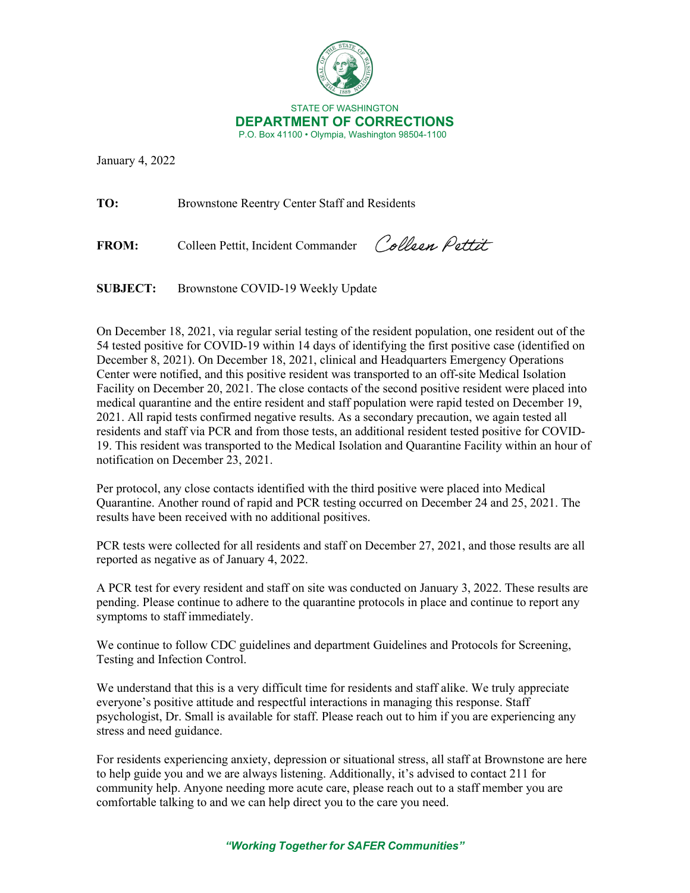STATE OF WASHINGTON

**DEPARTMENT OF CORRECTIONS**

P.O. Box 41100 • Olympia, Washington 98504-1100

January 4, 2022

**TO:** Brownstone Reentry Center Staff and Residents

**FROM:** Colleen Pettit, Incident Commander *Colleen Pettit*

**SUBJECT:** Brownstone COVID-19 Weekly Update

On December 18, 2021, via regular serial testing of the resident population, one resident out of the 54 tested positive for COVID-19 within 14 days of identifying the first positive case (identified on December 8, 2021). On December 18, 2021, clinical and Headquarters Emergency Operations Center were notified, and this positive resident was transported to an off-site Medical Isolation Facility on December 20, 2021. The close contacts of the second positive resident were placed into medical quarantine and the entire resident and staff population were rapid tested on December 19, 2021. All rapid tests confirmed negative results. As a secondary precaution, we again tested all residents and staff via PCR and from those tests, an additional resident tested positive for COVID-19. This resident was transported to the Medical Isolation and Quarantine Facility within an hour of notification on December 23, 2021.

Per protocol, any close contacts identified with the third positive were placed into Medical Quarantine. Another round of rapid and PCR testing occurred on December 24 and 25, 2021. The results have been received with no additional positives.

PCR tests were collected for all residents and staff on December 27, 2021, and those results are all reported as negative as of January 4, 2022.

A PCR test for every resident and staff on site was conducted on January 3, 2022. These results are pending. Please continue to adhere to the quarantine protocols in place and continue to report any symptoms to staff immediately.

We continue to follow CDC guidelines and department Guidelines and Protocols for Screening, Testing and Infection Control.

We understand that this is a very difficult time for residents and staff alike. We truly appreciate everyone's positive attitude and respectful interactions in managing this response. Staff psychologist, Dr. Small is available for staff. Please reach out to him if you are experiencing any stress and need guidance.

For residents experiencing anxiety, depression or situational stress, all staff at Brownstone are here to help guide you and we are always listening. Additionally, it's advised to contact 211 for community help. Anyone needing more acute care, please reach out to a staff member you are comfortable talking to and we can help direct you to the care you need.

***"Working Together for SAFER Communities"***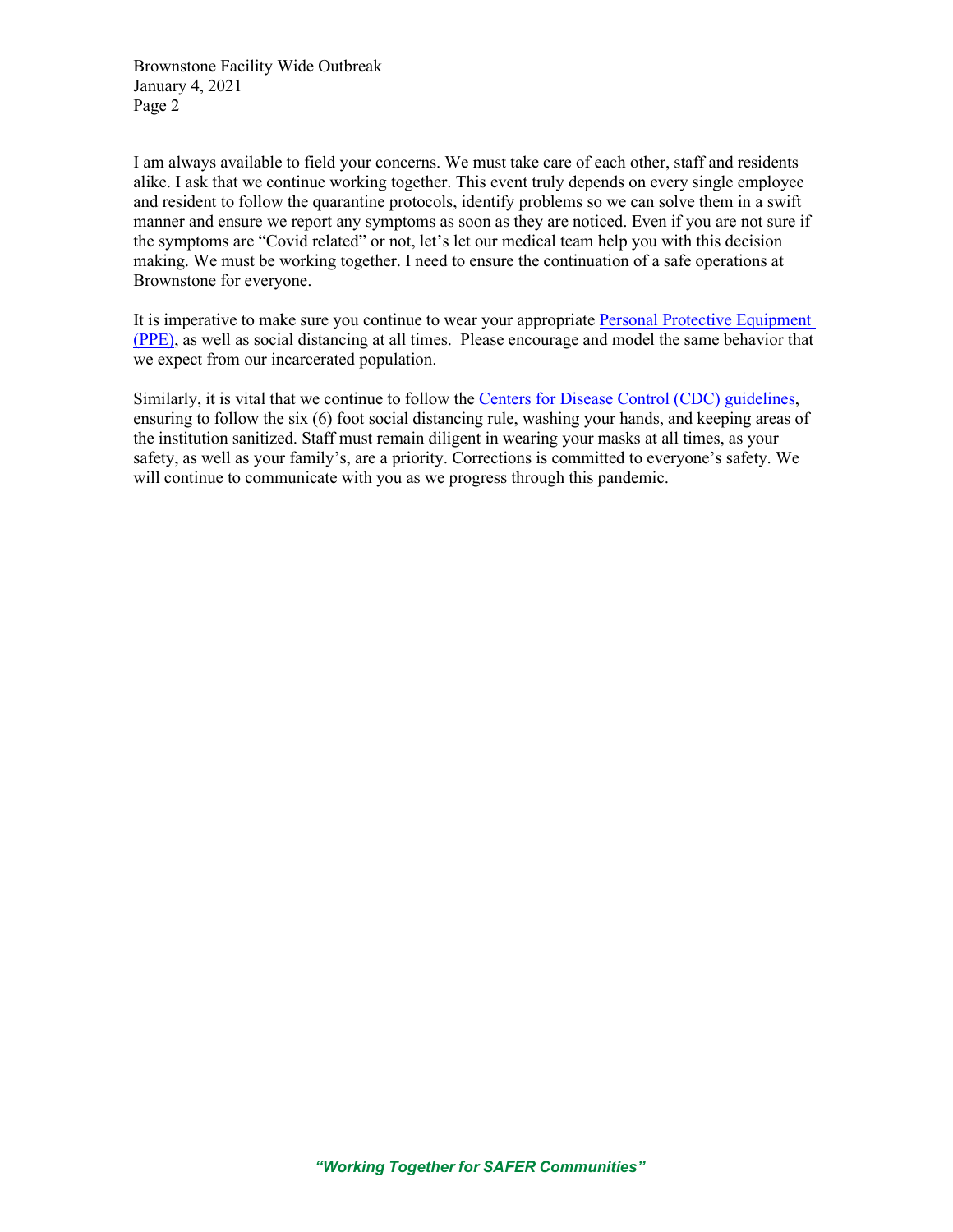I am always available to field your concerns. We must take care of each other, staff and residents alike. I ask that we continue working together. This event truly depends on every single employee and resident to follow the quarantine protocols, identify problems so we can solve them in a swift manner and ensure we report any symptoms as soon as they are noticed. Even if you are not sure if the symptoms are "Covid related" or not, let's let our medical team help you with this decision making. We must be working together. I need to ensure the continuation of a safe operations at Brownstone for everyone.

It is imperative to make sure you continue to wear your appropriate Personal Protective Equipment (PPE), as well as social distancing at all times. Please encourage and model the same behavior that we expect from our incarcerated population.

Similarly, it is vital that we continue to follow the Centers for Disease Control (CDC) guidelines, ensuring to follow the six (6) foot social distancing rule, washing your hands, and keeping areas of the institution sanitized. Staff must remain diligent in wearing your masks at all times, as your safety, as well as your family's, are a priority. Corrections is committed to everyone's safety. We will continue to communicate with you as we progress through this pandemic.